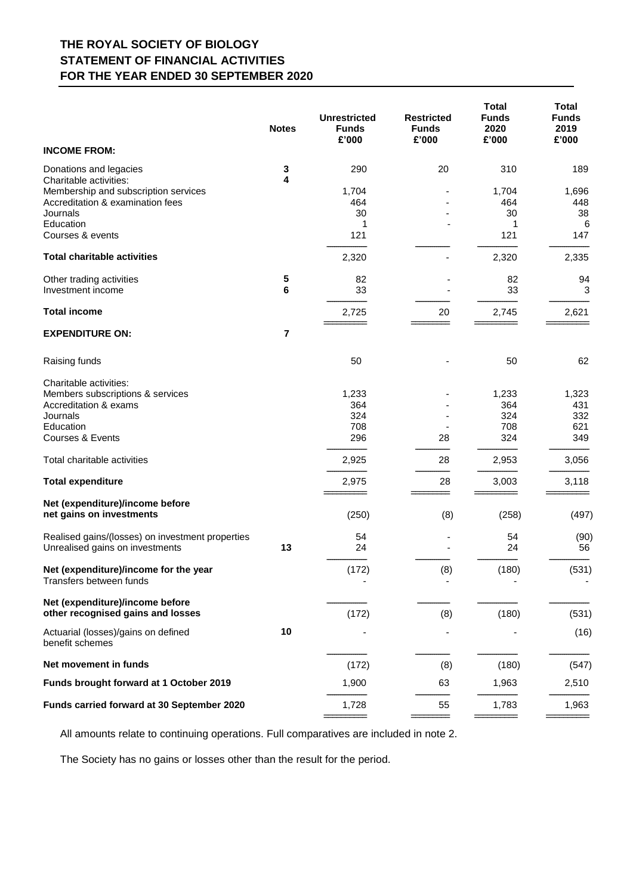# THE ROYAL SOCIETY OF BIOLOGY
## STATEMENT OF FINANCIAL ACTIVITIES
## FOR THE YEAR ENDED 30 SEPTEMBER 2020

| | Notes | Unrestricted Funds £'000 | Restricted Funds £'000 | Total Funds 2020 £'000 | Total Funds 2019 £'000 |
|---|---|---|---|---|---|
| **INCOME FROM:** | | | | | |
| Donations and legacies | 3 | 290 | 20 | 310 | 189 |
| Charitable activities: | 4 | | | | |
| Membership and subscription services | | 1,704 | - | 1,704 | 1,696 |
| Accreditation & examination fees | | 464 | - | 464 | 448 |
| Journals | | 30 | - | 30 | 38 |
| Education | | 1 | - | 1 | 6 |
| Courses & events | | 121 | | 121 | 147 |
| **Total charitable activities** | | 2,320 | - | 2,320 | 2,335 |
| Other trading activities | 5 | 82 | - | 82 | 94 |
| Investment income | 6 | 33 | - | 33 | 3 |
| **Total income** | | 2,725 | 20 | 2,745 | 2,621 |
| **EXPENDITURE ON:** | 7 | | | | |
| Raising funds | | 50 | - | 50 | 62 |
| Charitable activities: | | | | | |
| Members subscriptions & services | | 1,233 | - | 1,233 | 1,323 |
| Accreditation & exams | | 364 | - | 364 | 431 |
| Journals | | 324 | - | 324 | 332 |
| Education | | 708 | - | 708 | 621 |
| Courses & Events | | 296 | 28 | 324 | 349 |
| Total charitable activities | | 2,925 | 28 | 2,953 | 3,056 |
| **Total expenditure** | | 2,975 | 28 | 3,003 | 3,118 |
| **Net (expenditure)/income before net gains on investments** | | (250) | (8) | (258) | (497) |
| Realised gains/(losses) on investment properties | | 54 | - | 54 | (90) |
| Unrealised gains on investments | 13 | 24 | - | 24 | 56 |
| **Net (expenditure)/income for the year** | | (172) | (8) | (180) | (531) |
| Transfers between funds | | - | - | - | - |
| **Net (expenditure)/income before other recognised gains and losses** | | (172) | (8) | (180) | (531) |
| Actuarial (losses)/gains on defined benefit schemes | 10 | - | - | - | (16) |
| **Net movement in funds** | | (172) | (8) | (180) | (547) |
| **Funds brought forward at 1 October 2019** | | 1,900 | 63 | 1,963 | 2,510 |
| **Funds carried forward at 30 September 2020** | | 1,728 | 55 | 1,783 | 1,963 |

All amounts relate to continuing operations. Full comparatives are included in note 2.

The Society has no gains or losses other than the result for the period.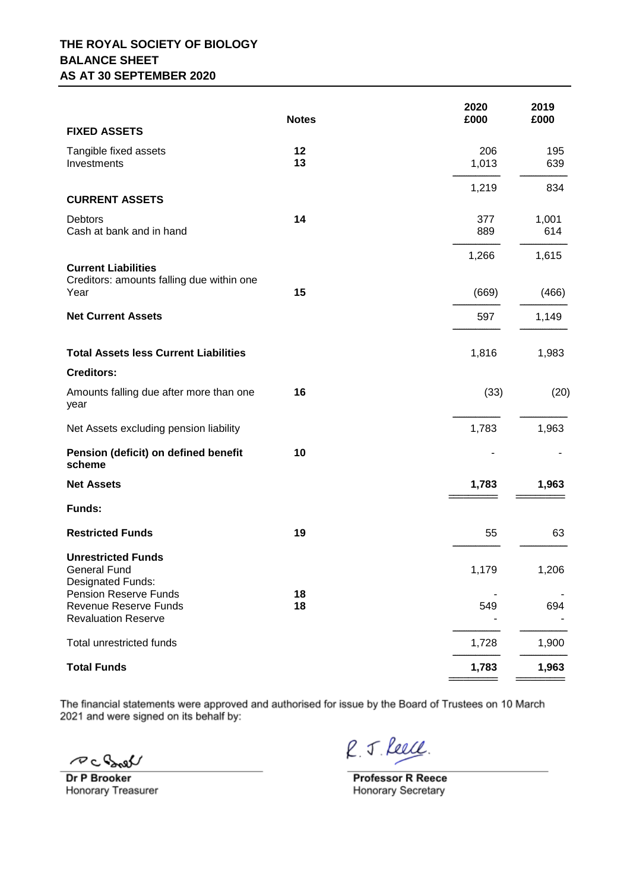# THE ROYAL SOCIETY OF BIOLOGY
## BALANCE SHEET
## AS AT 30 SEPTEMBER 2020

| | Notes | 2020 £000 | 2019 £000 |
|---|---|---|---|
| **FIXED ASSETS** | | | |
| Tangible fixed assets | **12** | 206 | 195 |
| Investments | **13** | 1,013 | 639 |
| | | 1,219 | 834 |
| **CURRENT ASSETS** | | | |
| Debtors | **14** | 377 | 1,001 |
| Cash at bank and in hand | | 889 | 614 |
| | | 1,266 | 1,615 |
| **Current Liabilities** | | | |
| Creditors: amounts falling due within one Year | **15** | (669) | (466) |
| **Net Current Assets** | | 597 | 1,149 |
| **Total Assets less Current Liabilities** | | 1,816 | 1,983 |
| **Creditors:** | | | |
| Amounts falling due after more than one year | **16** | (33) | (20) |
| Net Assets excluding pension liability | | 1,783 | 1,963 |
| **Pension (deficit) on defined benefit scheme** | **10** | - | - |
| **Net Assets** | | **1,783** | **1,963** |
| **Funds:** | | | |
| **Restricted Funds** | **19** | 55 | 63 |
| **Unrestricted Funds** | | | |
| General Fund | | 1,179 | 1,206 |
| Designated Funds: | | | |
| Pension Reserve Funds | **18** | - | - |
| Revenue Reserve Funds | **18** | 549 | 694 |
| Revaluation Reserve | | - | - |
| Total unrestricted funds | | 1,728 | 1,900 |
| **Total Funds** | | **1,783** | **1,963** |

The financial statements were approved and authorised for issue by the Board of Trustees on 10 March 2021 and were signed on its behalf by:

**Dr P Brooker**
Honorary Treasurer

**Professor R Reece**
Honorary Secretary